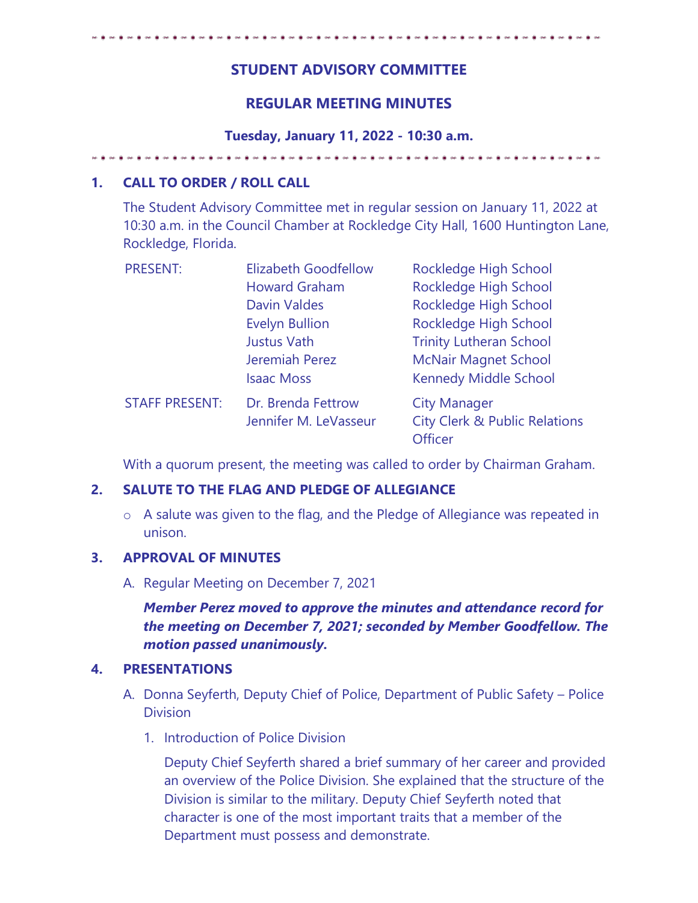# STUDENT ADVISORY COMMITTEE

## REGULAR MEETING MINUTES

### Tuesday, January 11, 2022 - 10:30 a.m.

## 1. CALL TO ORDER / ROLL CALL

The Student Advisory Committee met in regular session on January 11, 2022 at 10:30 a.m. in the Council Chamber at Rockledge City Hall, 1600 Huntington Lane, Rockledge, Florida.

| | | |
|---|---|---|
| PRESENT: | Elizabeth Goodfellow | Rockledge High School |
| | Howard Graham | Rockledge High School |
| | Davin Valdes | Rockledge High School |
| | Evelyn Bullion | Rockledge High School |
| | Justus Vath | Trinity Lutheran School |
| | Jeremiah Perez | McNair Magnet School |
| | Isaac Moss | Kennedy Middle School |
| STAFF PRESENT: | Dr. Brenda Fettrow | City Manager |
| | Jennifer M. LeVasseur | City Clerk & Public Relations Officer |

With a quorum present, the meeting was called to order by Chairman Graham.

## 2. SALUTE TO THE FLAG AND PLEDGE OF ALLEGIANCE

- A salute was given to the flag, and the Pledge of Allegiance was repeated in unison.

## 3. APPROVAL OF MINUTES

A. Regular Meeting on December 7, 2021

***Member Perez moved to approve the minutes and attendance record for the meeting on December 7, 2021; seconded by Member Goodfellow. The motion passed unanimously.***

## 4. PRESENTATIONS

A. Donna Seyferth, Deputy Chief of Police, Department of Public Safety – Police Division

1. Introduction of Police Division

Deputy Chief Seyferth shared a brief summary of her career and provided an overview of the Police Division. She explained that the structure of the Division is similar to the military. Deputy Chief Seyferth noted that character is one of the most important traits that a member of the Department must possess and demonstrate.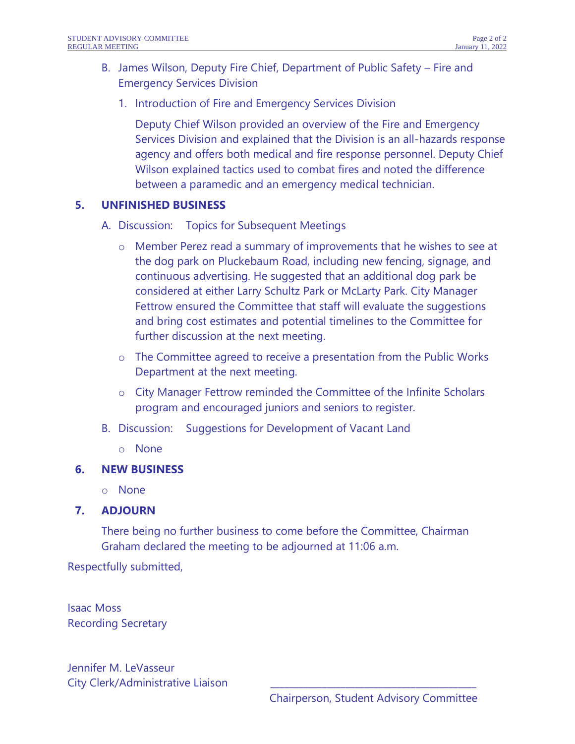B. James Wilson, Deputy Fire Chief, Department of Public Safety – Fire and Emergency Services Division

   1. Introduction of Fire and Emergency Services Division

      Deputy Chief Wilson provided an overview of the Fire and Emergency Services Division and explained that the Division is an all-hazards response agency and offers both medical and fire response personnel. Deputy Chief Wilson explained tactics used to combat fires and noted the difference between a paramedic and an emergency medical technician.

## 5. UNFINISHED BUSINESS

A. Discussion: Topics for Subsequent Meetings

   - Member Perez read a summary of improvements that he wishes to see at the dog park on Pluckebaum Road, including new fencing, signage, and continuous advertising. He suggested that an additional dog park be considered at either Larry Schultz Park or McLarty Park. City Manager Fettrow ensured the Committee that staff will evaluate the suggestions and bring cost estimates and potential timelines to the Committee for further discussion at the next meeting.
   - The Committee agreed to receive a presentation from the Public Works Department at the next meeting.
   - City Manager Fettrow reminded the Committee of the Infinite Scholars program and encouraged juniors and seniors to register.

B. Discussion: Suggestions for Development of Vacant Land

   - None

## 6. NEW BUSINESS

- None

## 7. ADJOURN

There being no further business to come before the Committee, Chairman Graham declared the meeting to be adjourned at 11:06 a.m.

Respectfully submitted,

Isaac Moss
Recording Secretary

Jennifer M. LeVasseur
City Clerk/Administrative Liaison

\_\_\_\_\_\_\_\_\_\_\_\_\_\_\_\_\_\_\_\_\_\_\_\_\_\_\_\_\_\_\_\_\_\_\_\_\_\_\_\_
Chairperson, Student Advisory Committee